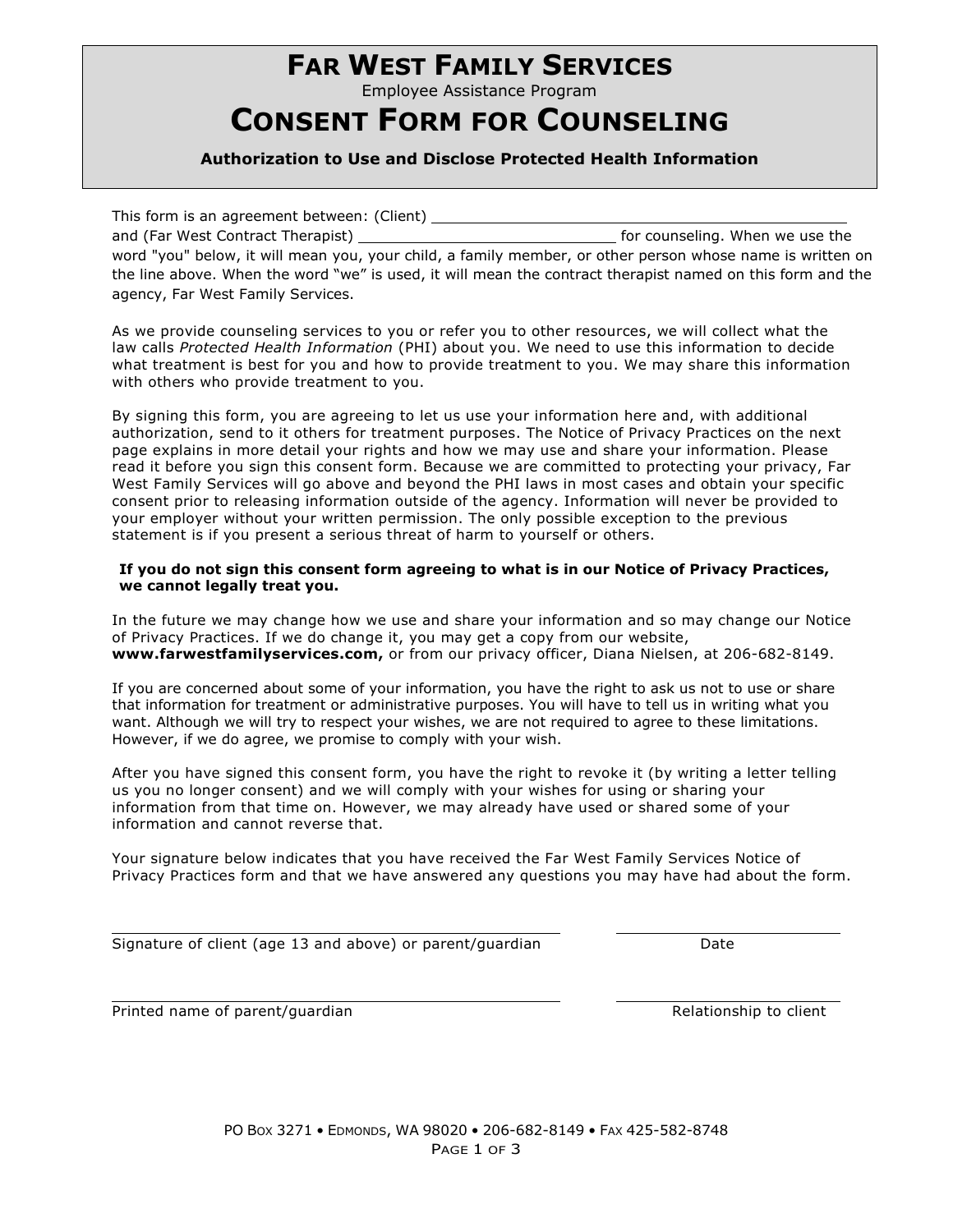# FAR WEST FAMILY SERVICES

Employee Assistance Program

# CONSENT FORM FOR COUNSELING

**Authorization to Use and Disclose Protected Health Information**

This form is an agreement between: (Client) ______________________________________
and (Far West Contract Therapist) ______________________________ for counseling. When we use the word "you" below, it will mean you, your child, a family member, or other person whose name is written on the line above. When the word "we" is used, it will mean the contract therapist named on this form and the agency, Far West Family Services.

As we provide counseling services to you or refer you to other resources, we will collect what the law calls *Protected Health Information* (PHI) about you. We need to use this information to decide what treatment is best for you and how to provide treatment to you. We may share this information with others who provide treatment to you.

By signing this form, you are agreeing to let us use your information here and, with additional authorization, send to it others for treatment purposes. The Notice of Privacy Practices on the next page explains in more detail your rights and how we may use and share your information. Please read it before you sign this consent form. Because we are committed to protecting your privacy, Far West Family Services will go above and beyond the PHI laws in most cases and obtain your specific consent prior to releasing information outside of the agency. Information will never be provided to your employer without your written permission. The only possible exception to the previous statement is if you present a serious threat of harm to yourself or others.

**If you do not sign this consent form agreeing to what is in our Notice of Privacy Practices, we cannot legally treat you.**

In the future we may change how we use and share your information and so may change our Notice of Privacy Practices. If we do change it, you may get a copy from our website, **www.farwestfamilyservices.com,** or from our privacy officer, Diana Nielsen, at 206-682-8149.

If you are concerned about some of your information, you have the right to ask us not to use or share that information for treatment or administrative purposes. You will have to tell us in writing what you want. Although we will try to respect your wishes, we are not required to agree to these limitations. However, if we do agree, we promise to comply with your wish.

After you have signed this consent form, you have the right to revoke it (by writing a letter telling us you no longer consent) and we will comply with your wishes for using or sharing your information from that time on. However, we may already have used or shared some of your information and cannot reverse that.

Your signature below indicates that you have received the Far West Family Services Notice of Privacy Practices form and that we have answered any questions you may have had about the form.

______________________________________________ ____________________
Signature of client (age 13 and above) or parent/guardian Date

______________________________________________ ____________________
Printed name of parent/guardian Relationship to client

PO BOX 3271 • EDMONDS, WA 98020 • 206-682-8149 • FAX 425-582-8748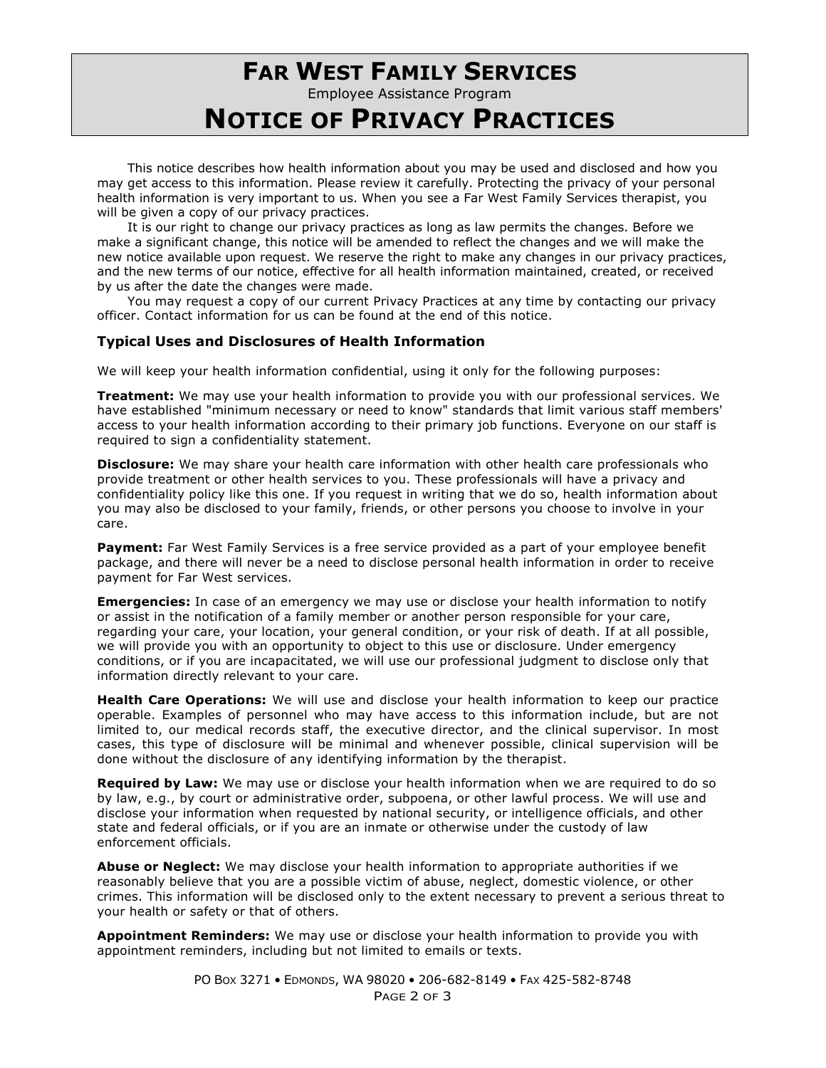# Far West Family Services

Employee Assistance Program

# Notice of Privacy Practices

This notice describes how health information about you may be used and disclosed and how you may get access to this information. Please review it carefully. Protecting the privacy of your personal health information is very important to us. When you see a Far West Family Services therapist, you will be given a copy of our privacy practices.

It is our right to change our privacy practices as long as law permits the changes. Before we make a significant change, this notice will be amended to reflect the changes and we will make the new notice available upon request. We reserve the right to make any changes in our privacy practices, and the new terms of our notice, effective for all health information maintained, created, or received by us after the date the changes were made.

You may request a copy of our current Privacy Practices at any time by contacting our privacy officer. Contact information for us can be found at the end of this notice.

### Typical Uses and Disclosures of Health Information

We will keep your health information confidential, using it only for the following purposes:

**Treatment:** We may use your health information to provide you with our professional services. We have established "minimum necessary or need to know" standards that limit various staff members' access to your health information according to their primary job functions. Everyone on our staff is required to sign a confidentiality statement.

**Disclosure:** We may share your health care information with other health care professionals who provide treatment or other health services to you. These professionals will have a privacy and confidentiality policy like this one. If you request in writing that we do so, health information about you may also be disclosed to your family, friends, or other persons you choose to involve in your care.

**Payment:** Far West Family Services is a free service provided as a part of your employee benefit package, and there will never be a need to disclose personal health information in order to receive payment for Far West services.

**Emergencies:** In case of an emergency we may use or disclose your health information to notify or assist in the notification of a family member or another person responsible for your care, regarding your care, your location, your general condition, or your risk of death. If at all possible, we will provide you with an opportunity to object to this use or disclosure. Under emergency conditions, or if you are incapacitated, we will use our professional judgment to disclose only that information directly relevant to your care.

**Health Care Operations:** We will use and disclose your health information to keep our practice operable. Examples of personnel who may have access to this information include, but are not limited to, our medical records staff, the executive director, and the clinical supervisor. In most cases, this type of disclosure will be minimal and whenever possible, clinical supervision will be done without the disclosure of any identifying information by the therapist.

**Required by Law:** We may use or disclose your health information when we are required to do so by law, e.g., by court or administrative order, subpoena, or other lawful process. We will use and disclose your information when requested by national security, or intelligence officials, and other state and federal officials, or if you are an inmate or otherwise under the custody of law enforcement officials.

**Abuse or Neglect:** We may disclose your health information to appropriate authorities if we reasonably believe that you are a possible victim of abuse, neglect, domestic violence, or other crimes. This information will be disclosed only to the extent necessary to prevent a serious threat to your health or safety or that of others.

**Appointment Reminders:** We may use or disclose your health information to provide you with appointment reminders, including but not limited to emails or texts.

PO Box 3271 • Edmonds, WA 98020 • 206-682-8149 • Fax 425-582-8748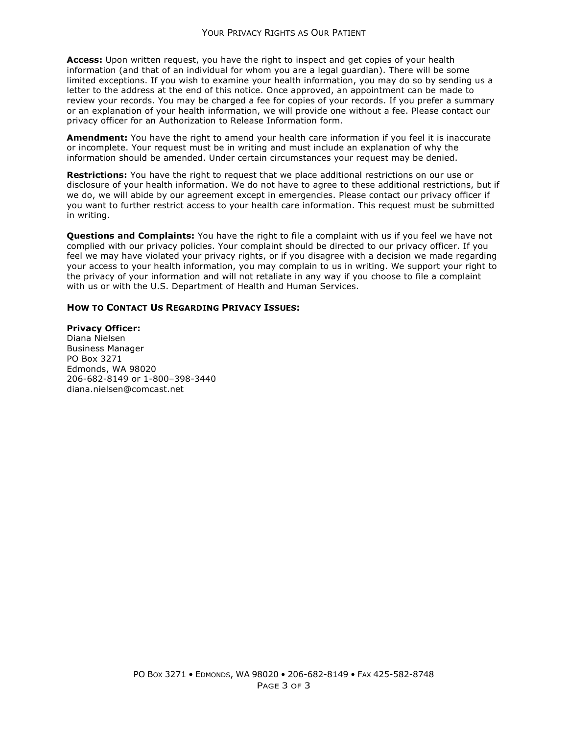**Access:** Upon written request, you have the right to inspect and get copies of your health information (and that of an individual for whom you are a legal guardian). There will be some limited exceptions. If you wish to examine your health information, you may do so by sending us a letter to the address at the end of this notice. Once approved, an appointment can be made to review your records. You may be charged a fee for copies of your records. If you prefer a summary or an explanation of your health information, we will provide one without a fee. Please contact our privacy officer for an Authorization to Release Information form.

**Amendment:** You have the right to amend your health care information if you feel it is inaccurate or incomplete. Your request must be in writing and must include an explanation of why the information should be amended. Under certain circumstances your request may be denied.

**Restrictions:** You have the right to request that we place additional restrictions on our use or disclosure of your health information. We do not have to agree to these additional restrictions, but if we do, we will abide by our agreement except in emergencies. Please contact our privacy officer if you want to further restrict access to your health care information. This request must be submitted in writing.

**Questions and Complaints:** You have the right to file a complaint with us if you feel we have not complied with our privacy policies. Your complaint should be directed to our privacy officer. If you feel we may have violated your privacy rights, or if you disagree with a decision we made regarding your access to your health information, you may complain to us in writing. We support your right to the privacy of your information and will not retaliate in any way if you choose to file a complaint with us or with the U.S. Department of Health and Human Services.

### How to Contact Us Regarding Privacy Issues:

**Privacy Officer:**
Diana Nielsen
Business Manager
PO Box 3271
Edmonds, WA 98020
206-682-8149 or 1-800–398-3440
diana.nielsen@comcast.net